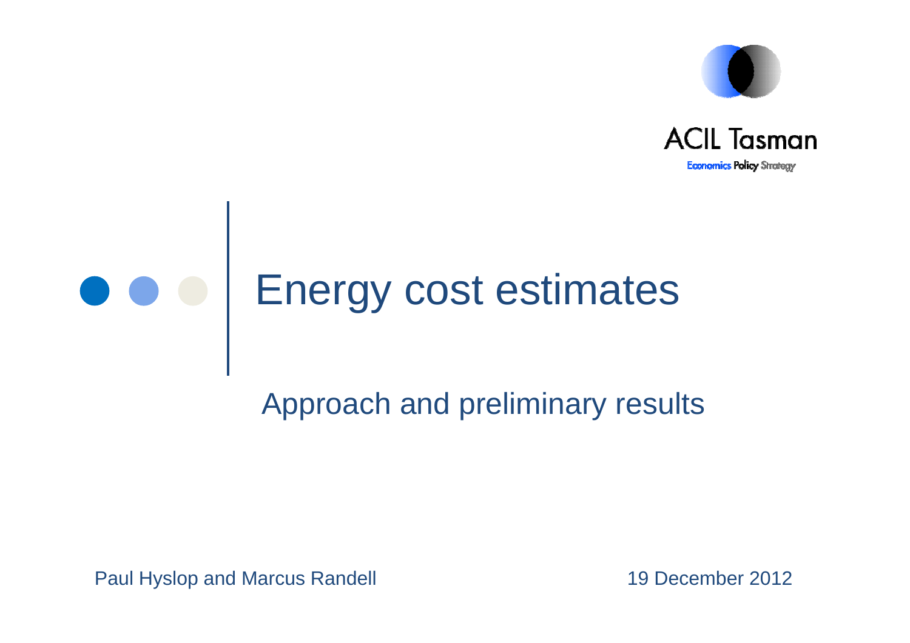ACIL Tasman

Economics Policy Strategy

# Energy cost estimates

## Approach and preliminary results

Paul Hyslop and Marcus Randell

19 December 2012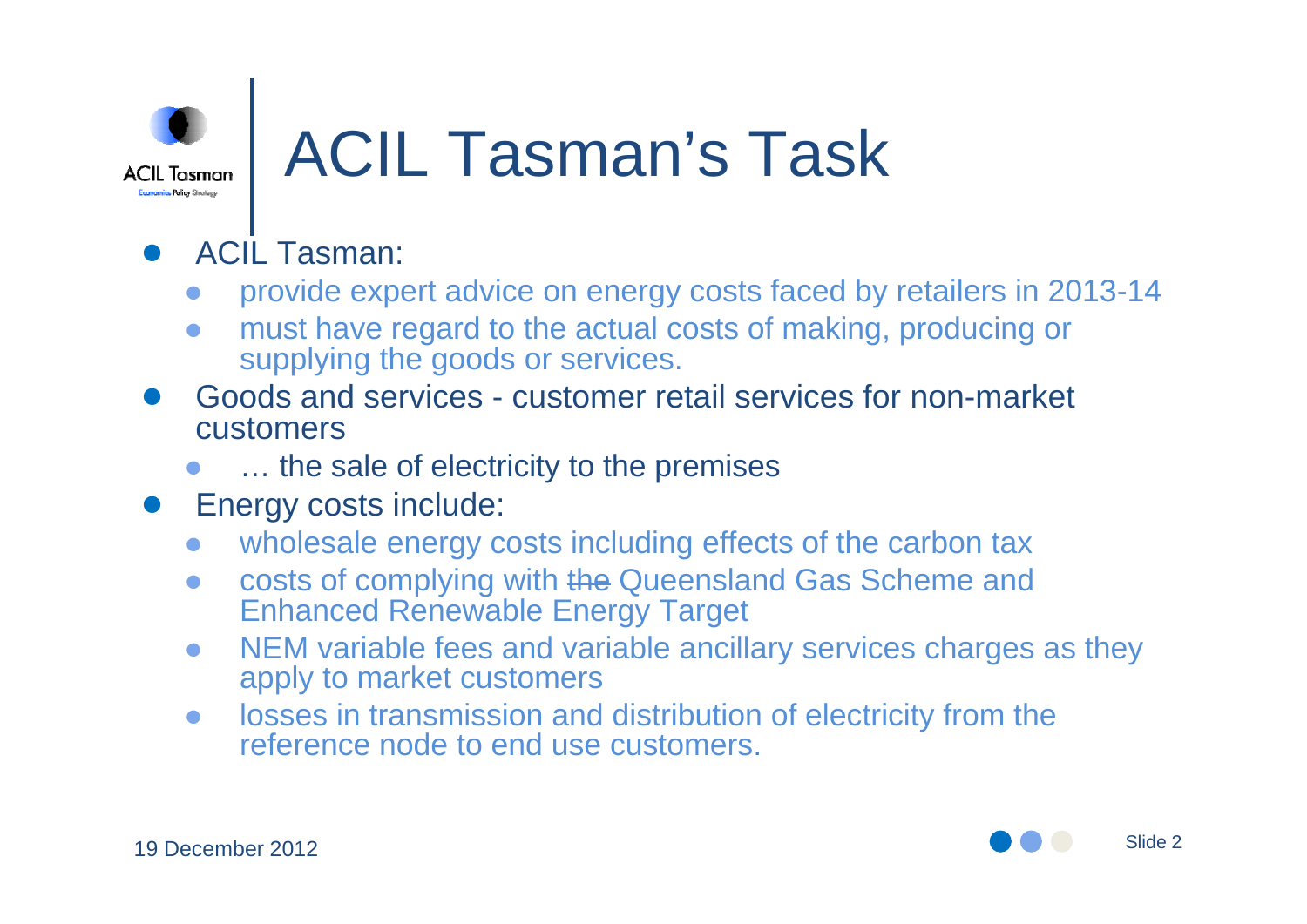# ACIL Tasman's Task

- ACIL Tasman:
  - provide expert advice on energy costs faced by retailers in 2013-14
  - must have regard to the actual costs of making, producing or supplying the goods or services.
- Goods and services - customer retail services for non-market customers
  - … the sale of electricity to the premises
- Energy costs include:
  - wholesale energy costs including effects of the carbon tax
  - costs of complying with ~~the~~ Queensland Gas Scheme and Enhanced Renewable Energy Target
  - NEM variable fees and variable ancillary services charges as they apply to market customers
  - losses in transmission and distribution of electricity from the reference node to end use customers.

19 December 2012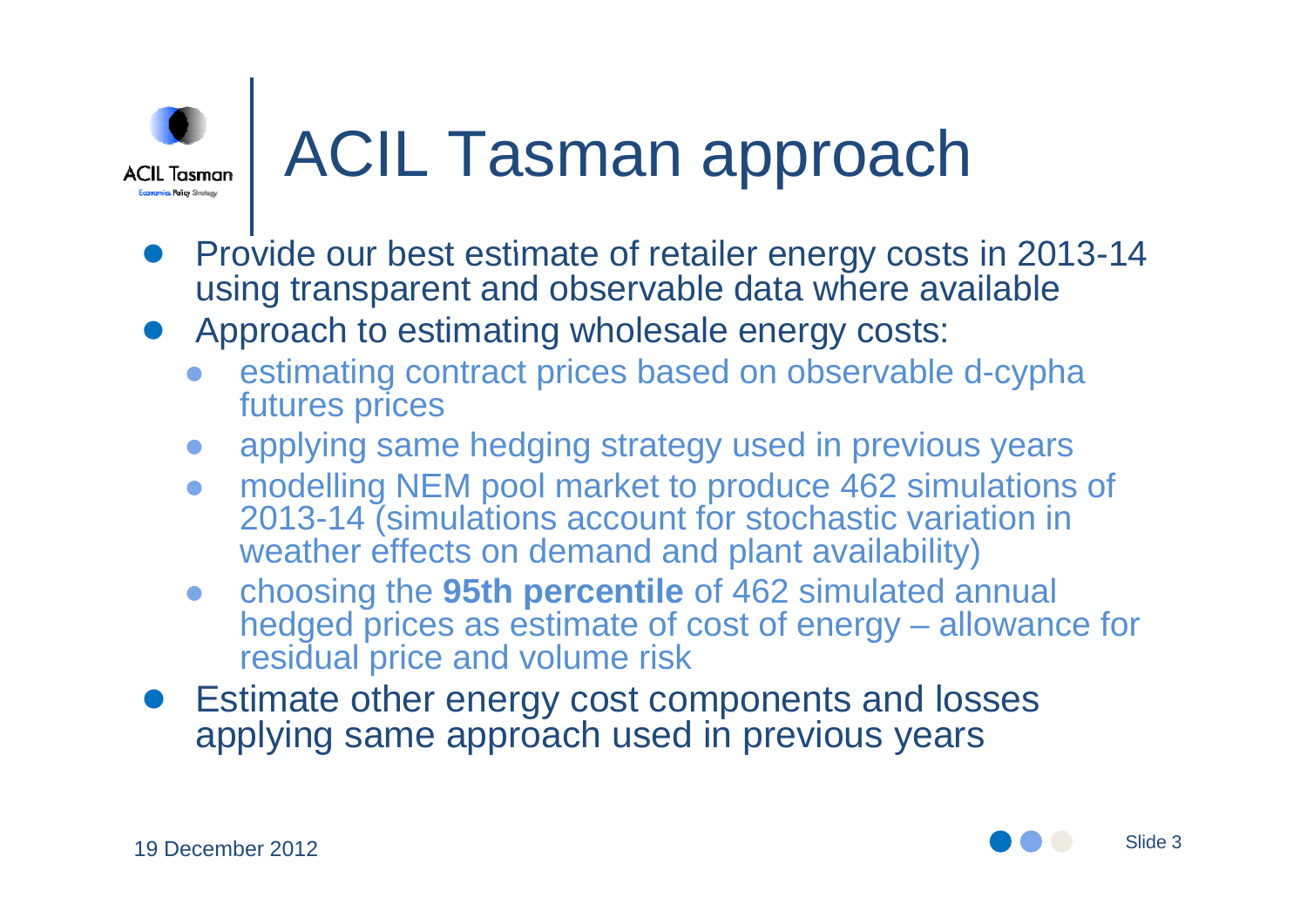# ACIL Tasman approach

- Provide our best estimate of retailer energy costs in 2013-14 using transparent and observable data where available
- Approach to estimating wholesale energy costs:
  - estimating contract prices based on observable d-cypha futures prices
  - applying same hedging strategy used in previous years
  - modelling NEM pool market to produce 462 simulations of 2013-14 (simulations account for stochastic variation in weather effects on demand and plant availability)
  - choosing the **95th percentile** of 462 simulated annual hedged prices as estimate of cost of energy – allowance for residual price and volume risk
- Estimate other energy cost components and losses applying same approach used in previous years

19 December 2012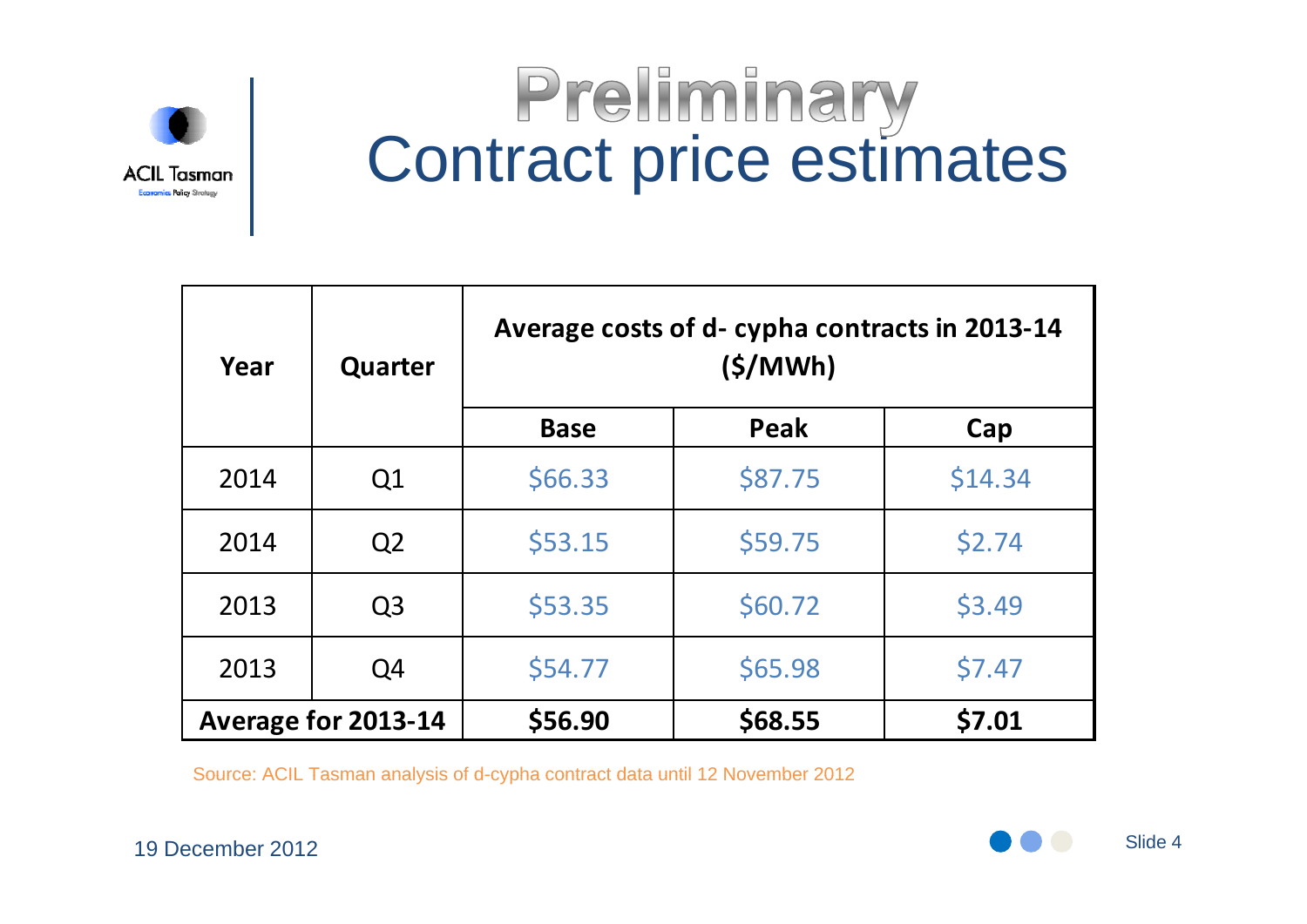# Preliminary
# Contract price estimates

| Year | Quarter | Average costs of d- cypha contracts in 2013-14 ($/MWh) | | |
|---|---|---|---|---|
| | | **Base** | **Peak** | **Cap** |
| 2014 | Q1 | $66.33 | $87.75 | $14.34 |
| 2014 | Q2 | $53.15 | $59.75 | $2.74 |
| 2013 | Q3 | $53.35 | $60.72 | $3.49 |
| 2013 | Q4 | $54.77 | $65.98 | $7.47 |
| **Average for 2013-14** | | **$56.90** | **$68.55** | **$7.01** |

Source: ACIL Tasman analysis of d-cypha contract data until 12 November 2012

19 December 2012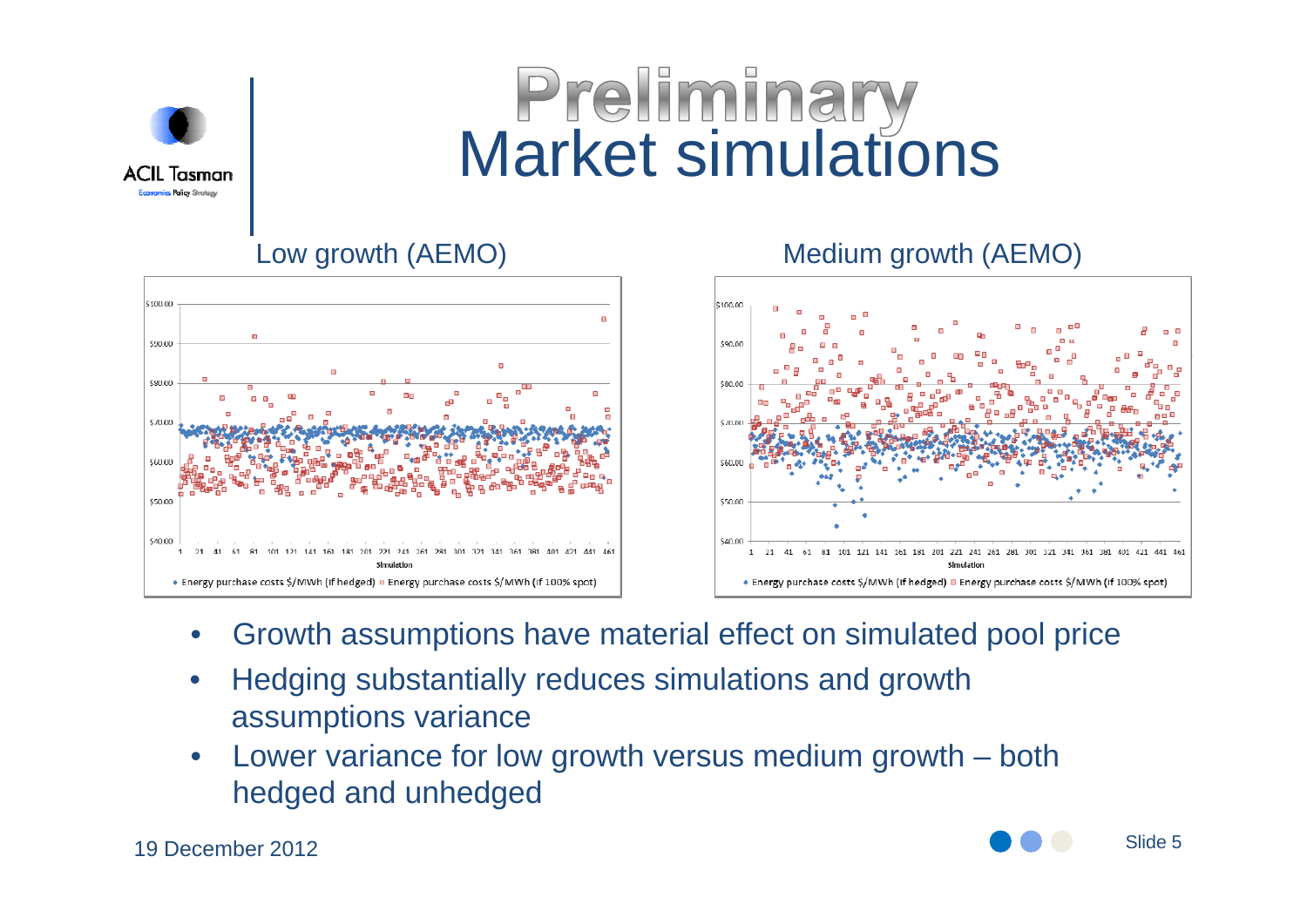# Preliminary Market simulations

Low growth (AEMO)

Medium growth (AEMO)

- Growth assumptions have material effect on simulated pool price
- Hedging substantially reduces simulations and growth assumptions variance
- Lower variance for low growth versus medium growth – both hedged and unhedged

19 December 2012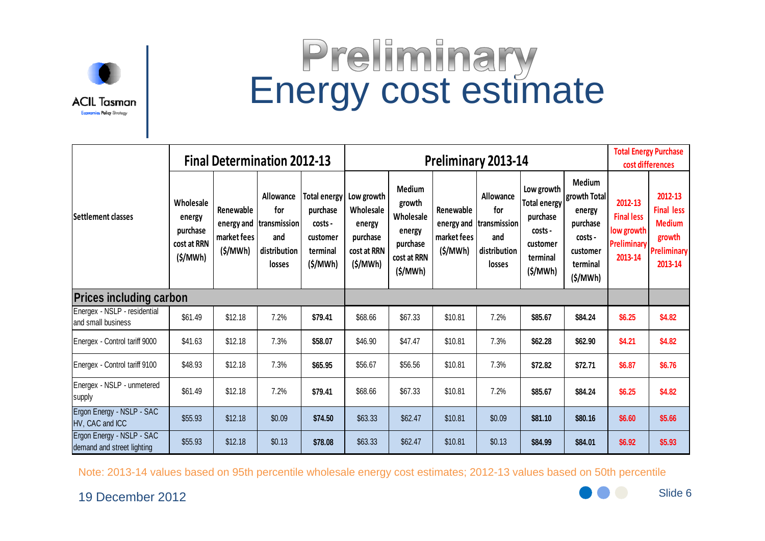# Preliminary
# Energy cost estimate

| Settlement classes | Final Determination 2012-13 | | | | Preliminary 2013-14 | | | | | | Total Energy Purchase cost differences | |
|---|---|---|---|---|---|---|---|---|---|---|---|---|
| | Wholesale energy purchase cost at RRN ($/MWh) | Renewable energy and market fees ($/MWh) | Allowance for transmission and distribution losses | Total energy purchase costs - customer terminal ($/MWh) | Low growth Wholesale energy purchase cost at RRN ($/MWh) | Medium growth Wholesale energy purchase cost at RRN ($/MWh) | Renewable energy and market fees ($/MWh) | Allowance for transmission and distribution losses | Low growth Total energy purchase costs - customer terminal ($/MWh) | Medium growth Total energy purchase costs - customer terminal ($/MWh) | 2012-13 Final less low growth Preliminary 2013-14 | 2012-13 Final less Medium growth Preliminary 2013-14 |
| **Prices including carbon** | | | | | | | | | | | | |
| Energex - NSLP - residential and small business | $61.49 | $12.18 | 7.2% | **$79.41** | $68.66 | $67.33 | $10.81 | 7.2% | **$85.67** | **$84.24** | $6.25 | $4.82 |
| Energex - Control tariff 9000 | $41.63 | $12.18 | 7.3% | **$58.07** | $46.90 | $47.47 | $10.81 | 7.3% | **$62.28** | **$62.90** | $4.21 | $4.82 |
| Energex - Control tariff 9100 | $48.93 | $12.18 | 7.3% | **$65.95** | $56.67 | $56.56 | $10.81 | 7.3% | **$72.82** | **$72.71** | $6.87 | $6.76 |
| Energex - NSLP - unmetered supply | $61.49 | $12.18 | 7.2% | **$79.41** | $68.66 | $67.33 | $10.81 | 7.2% | **$85.67** | **$84.24** | $6.25 | $4.82 |
| Ergon Energy - NSLP - SAC HV, CAC and ICC | $55.93 | $12.18 | $0.09 | **$74.50** | $63.33 | $62.47 | $10.81 | $0.09 | **$81.10** | **$80.16** | $6.60 | $5.66 |
| Ergon Energy - NSLP - SAC demand and street lighting | $55.93 | $12.18 | $0.13 | **$78.08** | $63.33 | $62.47 | $10.81 | $0.13 | **$84.99** | **$84.01** | $6.92 | $5.93 |

Note: 2013-14 values based on 95th percentile wholesale energy cost estimates; 2012-13 values based on 50th percentile

19 December 2012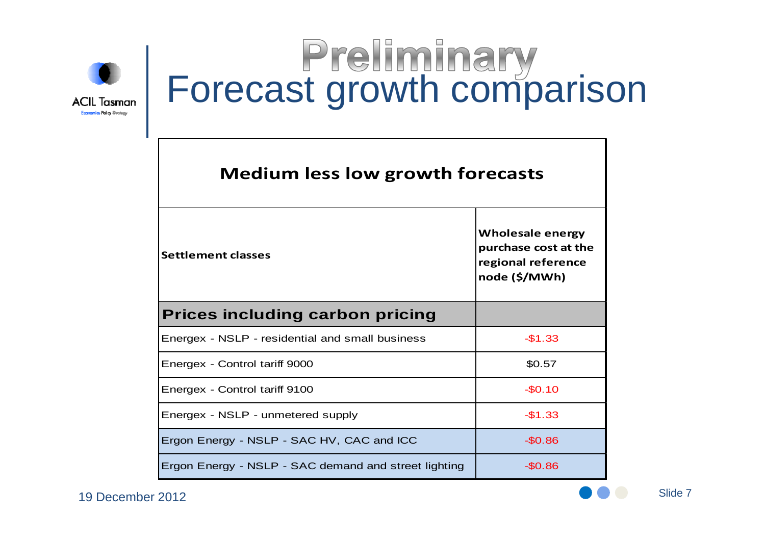# Preliminary
# Forecast growth comparison

| Medium less low growth forecasts | |
|---|---|
| **Settlement classes** | **Wholesale energy purchase cost at the regional reference node ($/MWh)** |
| **Prices including carbon pricing** | |
| Energex - NSLP - residential and small business | -$1.33 |
| Energex - Control tariff 9000 | $0.57 |
| Energex - Control tariff 9100 | -$0.10 |
| Energex - NSLP - unmetered supply | -$1.33 |
| Ergon Energy - NSLP - SAC HV, CAC and ICC | -$0.86 |
| Ergon Energy - NSLP - SAC demand and street lighting | -$0.86 |

19 December 2012